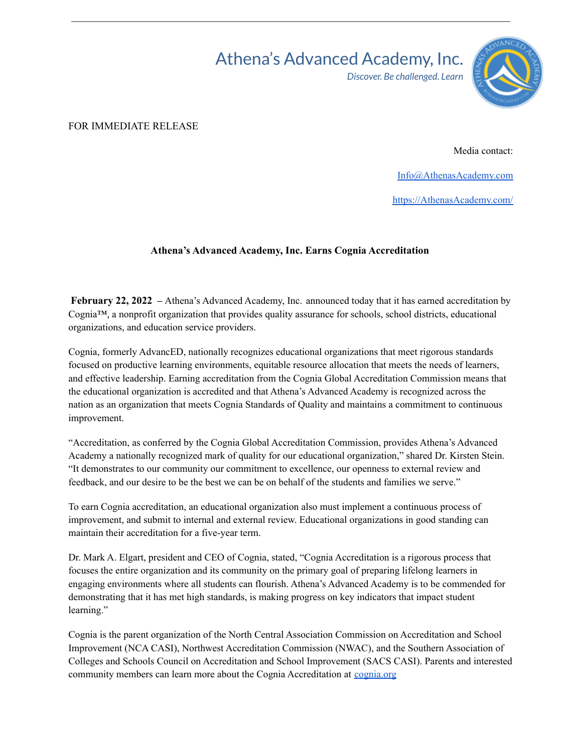# Athena's Advanced Academy, Inc.

*Discover. Be challenged. Learn*

FOR IMMEDIATE RELEASE

Media contact:

Info@AthenasAcademy.com

https://AthenasAcademy.com/

**Athena's Advanced Academy, Inc. Earns Cognia Accreditation**

**February 22, 2022** – Athena's Advanced Academy, Inc. announced today that it has earned accreditation by Cognia™, a nonprofit organization that provides quality assurance for schools, school districts, educational organizations, and education service providers.

Cognia, formerly AdvancED, nationally recognizes educational organizations that meet rigorous standards focused on productive learning environments, equitable resource allocation that meets the needs of learners, and effective leadership. Earning accreditation from the Cognia Global Accreditation Commission means that the educational organization is accredited and that Athena's Advanced Academy is recognized across the nation as an organization that meets Cognia Standards of Quality and maintains a commitment to continuous improvement.

"Accreditation, as conferred by the Cognia Global Accreditation Commission, provides Athena's Advanced Academy a nationally recognized mark of quality for our educational organization," shared Dr. Kirsten Stein. "It demonstrates to our community our commitment to excellence, our openness to external review and feedback, and our desire to be the best we can be on behalf of the students and families we serve."

To earn Cognia accreditation, an educational organization also must implement a continuous process of improvement, and submit to internal and external review. Educational organizations in good standing can maintain their accreditation for a five-year term.

Dr. Mark A. Elgart, president and CEO of Cognia, stated, "Cognia Accreditation is a rigorous process that focuses the entire organization and its community on the primary goal of preparing lifelong learners in engaging environments where all students can flourish. Athena's Advanced Academy is to be commended for demonstrating that it has met high standards, is making progress on key indicators that impact student learning."

Cognia is the parent organization of the North Central Association Commission on Accreditation and School Improvement (NCA CASI), Northwest Accreditation Commission (NWAC), and the Southern Association of Colleges and Schools Council on Accreditation and School Improvement (SACS CASI). Parents and interested community members can learn more about the Cognia Accreditation at cognia.org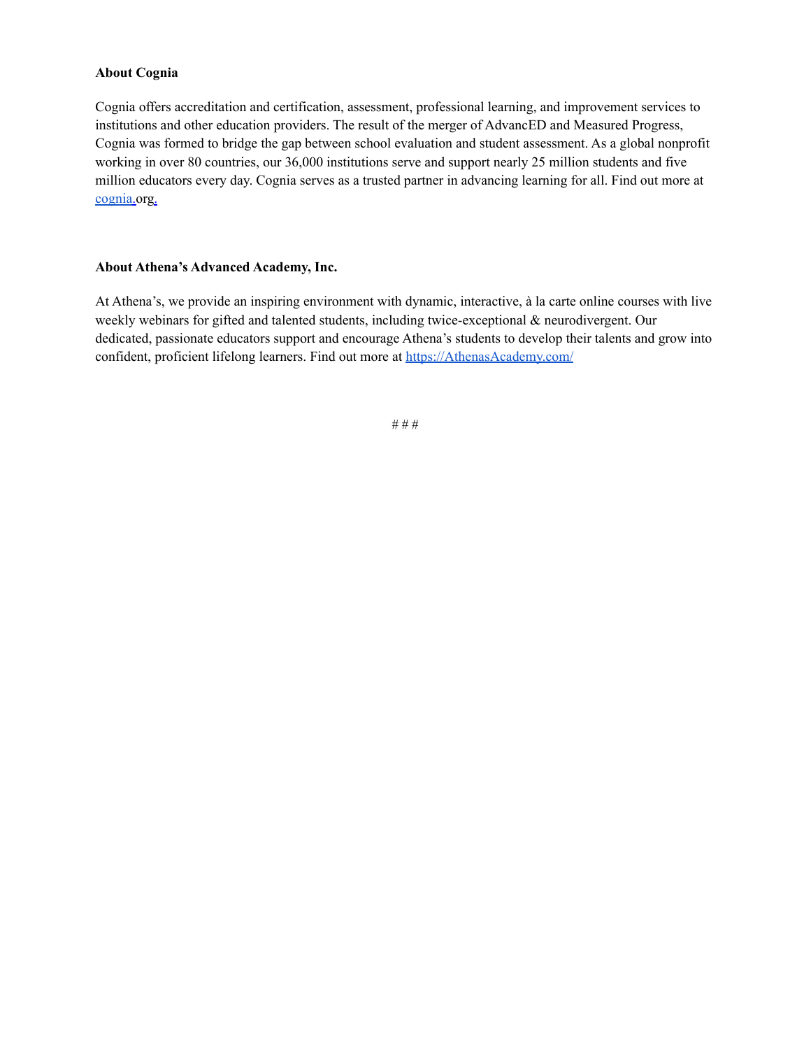**About Cognia**

Cognia offers accreditation and certification, assessment, professional learning, and improvement services to institutions and other education providers. The result of the merger of AdvancED and Measured Progress, Cognia was formed to bridge the gap between school evaluation and student assessment. As a global nonprofit working in over 80 countries, our 36,000 institutions serve and support nearly 25 million students and five million educators every day. Cognia serves as a trusted partner in advancing learning for all. Find out more at cognia.org.

**About Athena's Advanced Academy, Inc.**

At Athena's, we provide an inspiring environment with dynamic, interactive, à la carte online courses with live weekly webinars for gifted and talented students, including twice-exceptional & neurodivergent. Our dedicated, passionate educators support and encourage Athena's students to develop their talents and grow into confident, proficient lifelong learners. Find out more at https://AthenasAcademy.com/

# # #